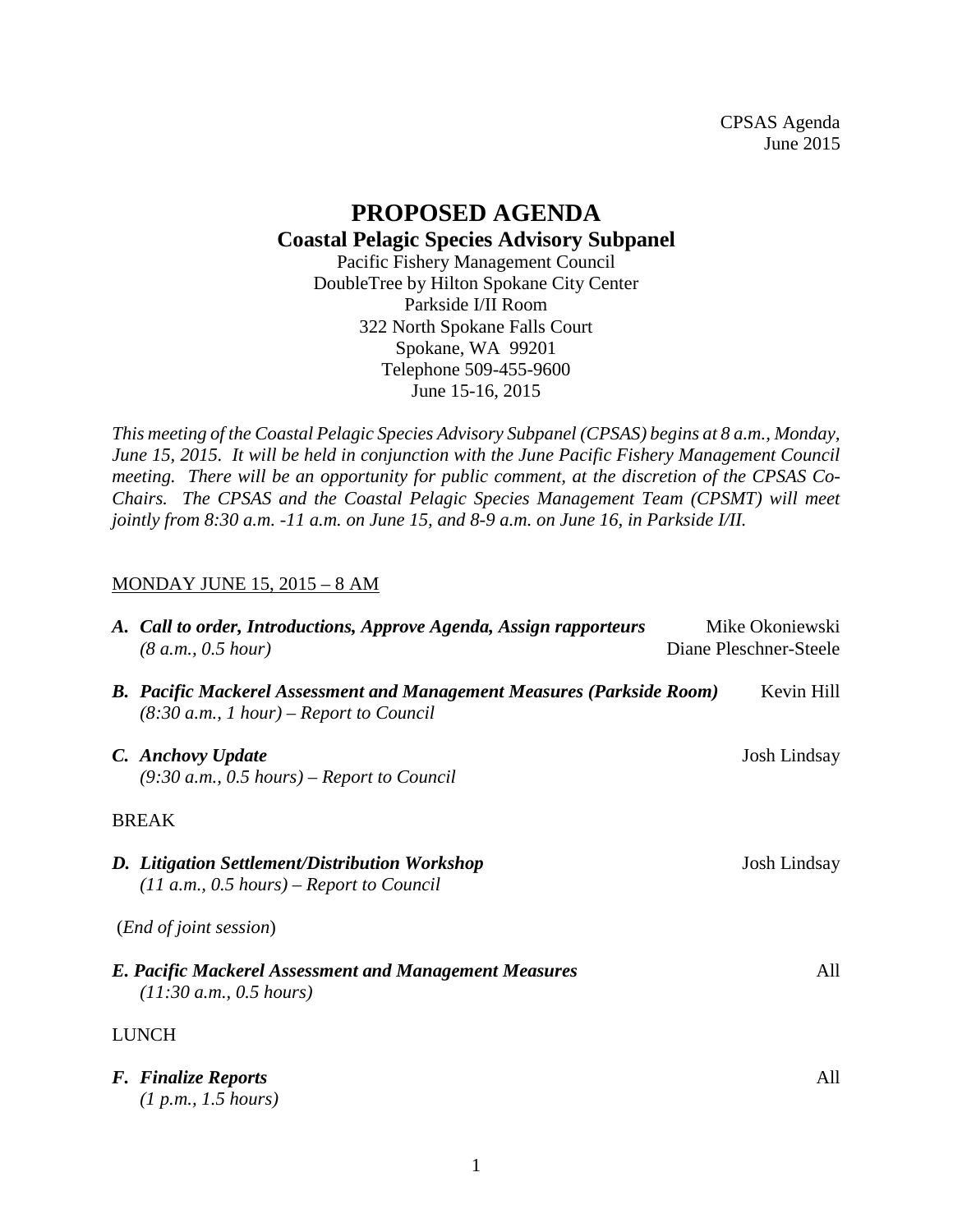CPSAS Agenda
June 2015

# PROPOSED AGENDA

## Coastal Pelagic Species Advisory Subpanel

Pacific Fishery Management Council
DoubleTree by Hilton Spokane City Center
Parkside I/II Room
322 North Spokane Falls Court
Spokane, WA 99201
Telephone 509-455-9600
June 15-16, 2015

*This meeting of the Coastal Pelagic Species Advisory Subpanel (CPSAS) begins at 8 a.m., Monday, June 15, 2015. It will be held in conjunction with the June Pacific Fishery Management Council meeting. There will be an opportunity for public comment, at the discretion of the CPSAS Co-Chairs. The CPSAS and the Coastal Pelagic Species Management Team (CPSMT) will meet jointly from 8:30 a.m. -11 a.m. on June 15, and 8-9 a.m. on June 16, in Parkside I/II.*

MONDAY JUNE 15, 2015 – 8 AM

***A. Call to order, Introductions, Approve Agenda, Assign rapporteurs*** — Mike Okoniewski, Diane Pleschner-Steele
*(8 a.m., 0.5 hour)*

***B. Pacific Mackerel Assessment and Management Measures (Parkside Room)*** — Kevin Hill
*(8:30 a.m., 1 hour) – Report to Council*

***C. Anchovy Update*** — Josh Lindsay
*(9:30 a.m., 0.5 hours) – Report to Council*

BREAK

***D. Litigation Settlement/Distribution Workshop*** — Josh Lindsay
*(11 a.m., 0.5 hours) – Report to Council*

(*End of joint session*)

***E. Pacific Mackerel Assessment and Management Measures*** — All
*(11:30 a.m., 0.5 hours)*

LUNCH

***F. Finalize Reports*** — All
*(1 p.m., 1.5 hours)*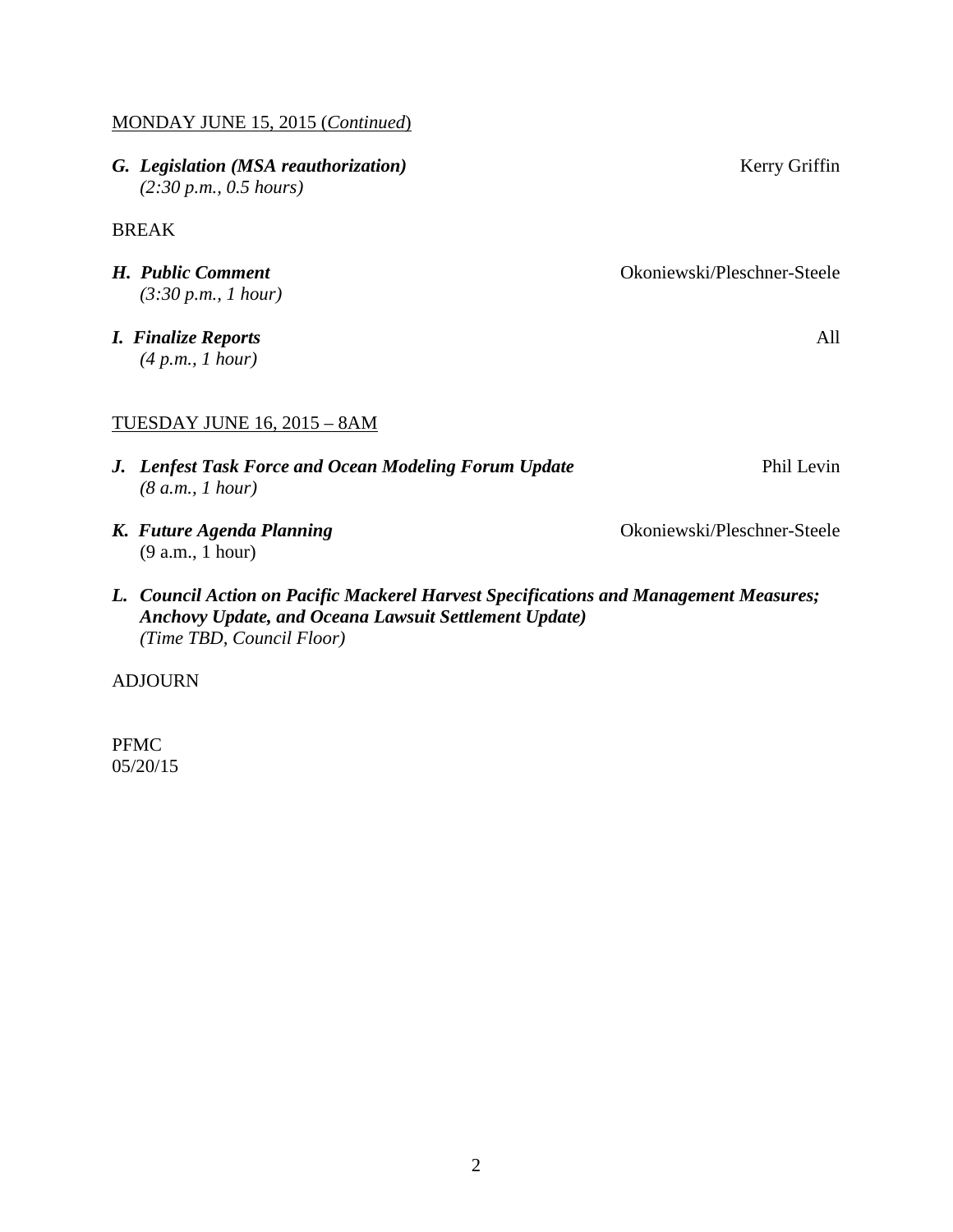MONDAY JUNE 15, 2015 (*Continued*)

***G. Legislation (MSA reauthorization)*** Kerry Griffin
*(2:30 p.m., 0.5 hours)*

BREAK

***H. Public Comment*** Okoniewski/Pleschner-Steele
*(3:30 p.m., 1 hour)*

***I. Finalize Reports*** All
*(4 p.m., 1 hour)*

TUESDAY JUNE 16, 2015 – 8AM

***J. Lenfest Task Force and Ocean Modeling Forum Update*** Phil Levin
*(8 a.m., 1 hour)*

***K. Future Agenda Planning*** Okoniewski/Pleschner-Steele
(9 a.m., 1 hour)

***L. Council Action on Pacific Mackerel Harvest Specifications and Management Measures; Anchovy Update, and Oceana Lawsuit Settlement Update)***
*(Time TBD, Council Floor)*

ADJOURN

PFMC
05/20/15